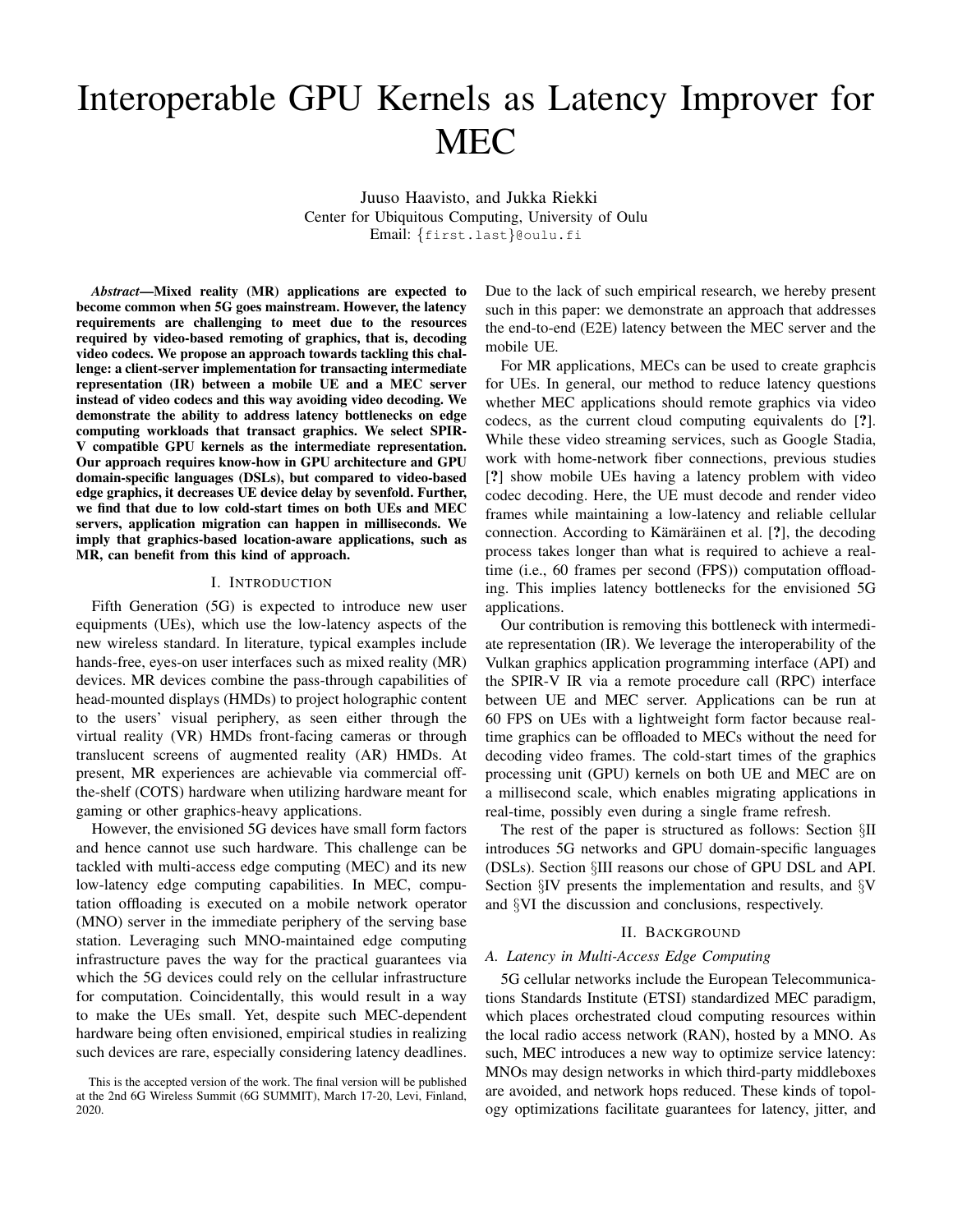# Interoperable GPU Kernels as Latency Improver for MEC

Juuso Haavisto, and Jukka Riekki
Center for Ubiquitous Computing, University of Oulu
Email: {first.last}@oulu.fi

***Abstract*—Mixed reality (MR) applications are expected to become common when 5G goes mainstream. However, the latency requirements are challenging to meet due to the resources required by video-based remoting of graphics, that is, decoding video codecs. We propose an approach towards tackling this challenge: a client-server implementation for transacting intermediate representation (IR) between a mobile UE and a MEC server instead of video codecs and this way avoiding video decoding. We demonstrate the ability to address latency bottlenecks on edge computing workloads that transact graphics. We select SPIR-V compatible GPU kernels as the intermediate representation. Our approach requires know-how in GPU architecture and GPU domain-specific languages (DSLs), but compared to video-based edge graphics, it decreases UE device delay by sevenfold. Further, we find that due to low cold-start times on both UEs and MEC servers, application migration can happen in milliseconds. We imply that graphics-based location-aware applications, such as MR, can benefit from this kind of approach.**

## I. Introduction

Fifth Generation (5G) is expected to introduce new user equipments (UEs), which use the low-latency aspects of the new wireless standard. In literature, typical examples include hands-free, eyes-on user interfaces such as mixed reality (MR) devices. MR devices combine the pass-through capabilities of head-mounted displays (HMDs) to project holographic content to the users' visual periphery, as seen either through the virtual reality (VR) HMDs front-facing cameras or through translucent screens of augmented reality (AR) HMDs. At present, MR experiences are achievable via commercial off-the-shelf (COTS) hardware when utilizing hardware meant for gaming or other graphics-heavy applications.

However, the envisioned 5G devices have small form factors and hence cannot use such hardware. This challenge can be tackled with multi-access edge computing (MEC) and its new low-latency edge computing capabilities. In MEC, computation offloading is executed on a mobile network operator (MNO) server in the immediate periphery of the serving base station. Leveraging such MNO-maintained edge computing infrastructure paves the way for the practical guarantees via which the 5G devices could rely on the cellular infrastructure for computation. Coincidentally, this would result in a way to make the UEs small. Yet, despite such MEC-dependent hardware being often envisioned, empirical studies in realizing such devices are rare, especially considering latency deadlines. Due to the lack of such empirical research, we hereby present such in this paper: we demonstrate an approach that addresses the end-to-end (E2E) latency between the MEC server and the mobile UE.

This is the accepted version of the work. The final version will be published at the 2nd 6G Wireless Summit (6G SUMMIT), March 17-20, Levi, Finland, 2020.

For MR applications, MECs can be used to create graphcis for UEs. In general, our method to reduce latency questions whether MEC applications should remote graphics via video codecs, as the current cloud computing equivalents do [?]. While these video streaming services, such as Google Stadia, work with home-network fiber connections, previous studies [?] show mobile UEs having a latency problem with video codec decoding. Here, the UE must decode and render video frames while maintaining a low-latency and reliable cellular connection. According to Kämäräinen et al. [?], the decoding process takes longer than what is required to achieve a real-time (i.e., 60 frames per second (FPS)) computation offloading. This implies latency bottlenecks for the envisioned 5G applications.

Our contribution is removing this bottleneck with intermediate representation (IR). We leverage the interoperability of the Vulkan graphics application programming interface (API) and the SPIR-V IR via a remote procedure call (RPC) interface between UE and MEC server. Applications can be run at 60 FPS on UEs with a lightweight form factor because real-time graphics can be offloaded to MECs without the need for decoding video frames. The cold-start times of the graphics processing unit (GPU) kernels on both UE and MEC are on a millisecond scale, which enables migrating applications in real-time, possibly even during a single frame refresh.

The rest of the paper is structured as follows: Section §II introduces 5G networks and GPU domain-specific languages (DSLs). Section §III reasons our chose of GPU DSL and API. Section §IV presents the implementation and results, and §V and §VI the discussion and conclusions, respectively.

## II. Background

### A. Latency in Multi-Access Edge Computing

5G cellular networks include the European Telecommunications Standards Institute (ETSI) standardized MEC paradigm, which places orchestrated cloud computing resources within the local radio access network (RAN), hosted by a MNO. As such, MEC introduces a new way to optimize service latency: MNOs may design networks in which third-party middleboxes are avoided, and network hops reduced. These kinds of topology optimizations facilitate guarantees for latency, jitter, and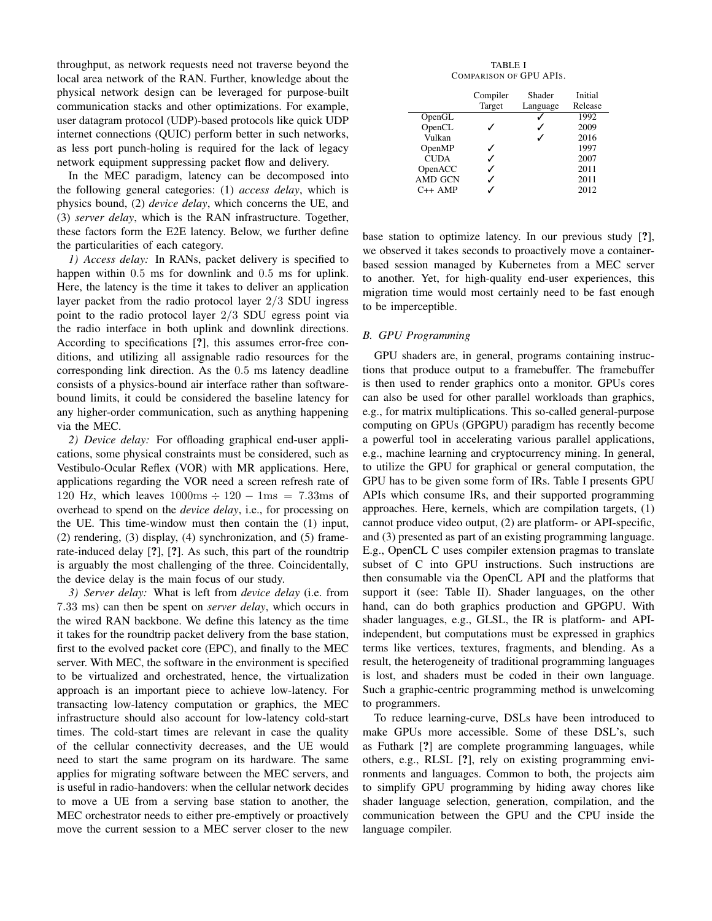throughput, as network requests need not traverse beyond the local area network of the RAN. Further, knowledge about the physical network design can be leveraged for purpose-built communication stacks and other optimizations. For example, user datagram protocol (UDP)-based protocols like quick UDP internet connections (QUIC) perform better in such networks, as less port punch-holing is required for the lack of legacy network equipment suppressing packet flow and delivery.

In the MEC paradigm, latency can be decomposed into the following general categories: (1) *access delay*, which is physics bound, (2) *device delay*, which concerns the UE, and (3) *server delay*, which is the RAN infrastructure. Together, these factors form the E2E latency. Below, we further define the particularities of each category.

*1) Access delay:* In RANs, packet delivery is specified to happen within $0.5$ ms for downlink and $0.5$ ms for uplink. Here, the latency is the time it takes to deliver an application layer packet from the radio protocol layer $2/3$ SDU ingress point to the radio protocol layer $2/3$ SDU egress point via the radio interface in both uplink and downlink directions. According to specifications [?], this assumes error-free conditions, and utilizing all assignable radio resources for the corresponding link direction. As the $0.5$ ms latency deadline consists of a physics-bound air interface rather than software-bound limits, it could be considered the baseline latency for any higher-order communication, such as anything happening via the MEC.

*2) Device delay:* For offloading graphical end-user applications, some physical constraints must be considered, such as Vestibulo-Ocular Reflex (VOR) with MR applications. Here, applications regarding the VOR need a screen refresh rate of 120 Hz, which leaves $1000\text{ms} \div 120 - 1\text{ms} = 7.33\text{ms}$ of overhead to spend on the *device delay*, i.e., for processing on the UE. This time-window must then contain the (1) input, (2) rendering, (3) display, (4) synchronization, and (5) frame-rate-induced delay [?], [?]. As such, this part of the roundtrip is arguably the most challenging of the three. Coincidentally, the device delay is the main focus of our study.

*3) Server delay:* What is left from *device delay* (i.e. from $7.33$ ms) can then be spent on *server delay*, which occurs in the wired RAN backbone. We define this latency as the time it takes for the roundtrip packet delivery from the base station, first to the evolved packet core (EPC), and finally to the MEC server. With MEC, the software in the environment is specified to be virtualized and orchestrated, hence, the virtualization approach is an important piece to achieve low-latency. For transacting low-latency computation or graphics, the MEC infrastructure should also account for low-latency cold-start times. The cold-start times are relevant in case the quality of the cellular connectivity decreases, and the UE would need to start the same program on its hardware. The same applies for migrating software between the MEC servers, and is useful in radio-handovers: when the cellular network decides to move a UE from a serving base station to another, the MEC orchestrator needs to either pre-emptively or proactively move the current session to a MEC server closer to the new base station to optimize latency. In our previous study [?], we observed it takes seconds to proactively move a container-based session managed by Kubernetes from a MEC server to another. Yet, for high-quality end-user experiences, this migration time would most certainly need to be fast enough to be imperceptible.

TABLE I
COMPARISON OF GPU APIS.

| | Compiler Target | Shader Language | Initial Release |
|---|---|---|---|
| OpenGL | | ✓ | 1992 |
| OpenCL | ✓ | ✓ | 2009 |
| Vulkan | | ✓ | 2016 |
| OpenMP | ✓ | | 1997 |
| CUDA | ✓ | | 2007 |
| OpenACC | ✓ | | 2011 |
| AMD GCN | ✓ | | 2011 |
| C++ AMP | ✓ | | 2012 |

### B. GPU Programming

GPU shaders are, in general, programs containing instructions that produce output to a framebuffer. The framebuffer is then used to render graphics onto a monitor. GPUs cores can also be used for other parallel workloads than graphics, e.g., for matrix multiplications. This so-called general-purpose computing on GPUs (GPGPU) paradigm has recently become a powerful tool in accelerating various parallel applications, e.g., machine learning and cryptocurrency mining. In general, to utilize the GPU for graphical or general computation, the GPU has to be given some form of IRs. Table I presents GPU APIs which consume IRs, and their supported programming approaches. Here, kernels, which are compilation targets, (1) cannot produce video output, (2) are platform- or API-specific, and (3) presented as part of an existing programming language. E.g., OpenCL C uses compiler extension pragmas to translate subset of C into GPU instructions. Such instructions are then consumable via the OpenCL API and the platforms that support it (see: Table II). Shader languages, on the other hand, can do both graphics production and GPGPU. With shader languages, e.g., GLSL, the IR is platform- and API-independent, but computations must be expressed in graphics terms like vertices, textures, fragments, and blending. As a result, the heterogeneity of traditional programming languages is lost, and shaders must be coded in their own language. Such a graphic-centric programming method is unwelcoming to programmers.

To reduce learning-curve, DSLs have been introduced to make GPUs more accessible. Some of these DSL's, such as Futhark [?] are complete programming languages, while others, e.g., RLSL [?], rely on existing programming environments and languages. Common to both, the projects aim to simplify GPU programming by hiding away chores like shader language selection, generation, compilation, and the communication between the GPU and the CPU inside the language compiler.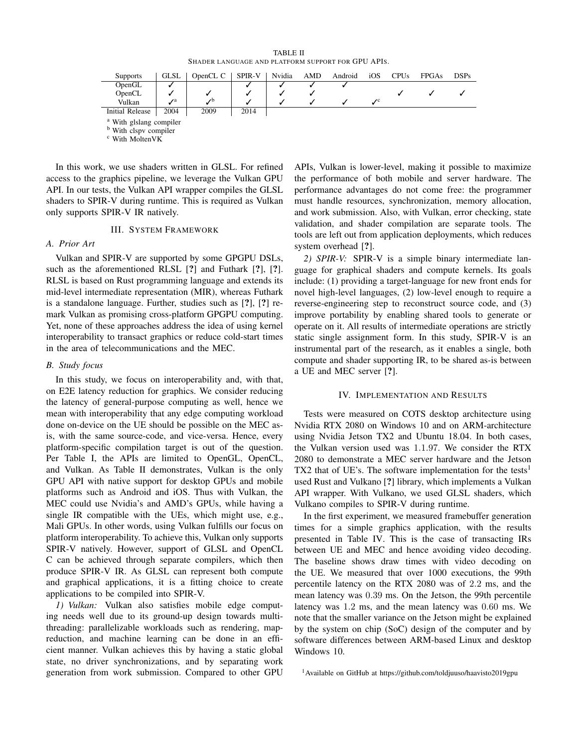TABLE II
SHADER LANGUAGE AND PLATFORM SUPPORT FOR GPU APIS.

| Supports | GLSL | OpenCL C | SPIR-V | Nvidia | AMD | Android | iOS | CPUs | FPGAs | DSPs |
|---|---|---|---|---|---|---|---|---|---|---|
| OpenGL | ✓ | | ✓ | ✓ | ✓ | ✓ | | | | |
| OpenCL | ✓ | ✓ | ✓ | ✓ | ✓ | | | ✓ | ✓ | ✓ |
| Vulkan | ✓[a] | ✓[b] | ✓ | ✓ | ✓ | ✓ | ✓[c] | | | |
| Initial Release | 2004 | 2009 | 2014 | | | | | | | |

[a] With glslang compiler
[b] With clspv compiler
[c] With MoltenVK

In this work, we use shaders written in GLSL. For refined access to the graphics pipeline, we leverage the Vulkan GPU API. In our tests, the Vulkan API wrapper compiles the GLSL shaders to SPIR-V during runtime. This is required as Vulkan only supports SPIR-V IR natively.

## III. SYSTEM FRAMEWORK

### A. Prior Art

Vulkan and SPIR-V are supported by some GPGPU DSLs, such as the aforementioned RLSL [?] and Futhark [?], [?]. RLSL is based on Rust programming language and extends its mid-level intermediate representation (MIR), whereas Futhark is a standalone language. Further, studies such as [?], [?] remark Vulkan as promising cross-platform GPGPU computing. Yet, none of these approaches address the idea of using kernel interoperability to transact graphics or reduce cold-start times in the area of telecommunications and the MEC.

### B. Study focus

In this study, we focus on interoperability and, with that, on E2E latency reduction for graphics. We consider reducing the latency of general-purpose computing as well, hence we mean with interoperability that any edge computing workload done on-device on the UE should be possible on the MEC as-is, with the same source-code, and vice-versa. Hence, every platform-specific compilation target is out of the question. Per Table I, the APIs are limited to OpenGL, OpenCL, and Vulkan. As Table II demonstrates, Vulkan is the only GPU API with native support for desktop GPUs and mobile platforms such as Android and iOS. Thus with Vulkan, the MEC could use Nvidia's and AMD's GPUs, while having a single IR compatible with the UEs, which might use, e.g., Mali GPUs. In other words, using Vulkan fulfills our focus on platform interoperability. To achieve this, Vulkan only supports SPIR-V natively. However, support of GLSL and OpenCL C can be achieved through separate compilers, which then produce SPIR-V IR. As GLSL can represent both compute and graphical applications, it is a fitting choice to create applications to be compiled into SPIR-V.

*1) Vulkan:* Vulkan also satisfies mobile edge computing needs well due to its ground-up design towards multi-threading: parallelizable workloads such as rendering, map-reduction, and machine learning can be done in an efficient manner. Vulkan achieves this by having a static global state, no driver synchronizations, and by separating work generation from work submission. Compared to other GPU APIs, Vulkan is lower-level, making it possible to maximize the performance of both mobile and server hardware. The performance advantages do not come free: the programmer must handle resources, synchronization, memory allocation, and work submission. Also, with Vulkan, error checking, state validation, and shader compilation are separate tools. The tools are left out from application deployments, which reduces system overhead [?].

*2) SPIR-V:* SPIR-V is a simple binary intermediate language for graphical shaders and compute kernels. Its goals include: (1) providing a target-language for new front ends for novel high-level languages, (2) low-level enough to require a reverse-engineering step to reconstruct source code, and (3) improve portability by enabling shared tools to generate or operate on it. All results of intermediate operations are strictly static single assignment form. In this study, SPIR-V is an instrumental part of the research, as it enables a single, both compute and shader supporting IR, to be shared as-is between a UE and MEC server [?].

## IV. IMPLEMENTATION AND RESULTS

Tests were measured on COTS desktop architecture using Nvidia RTX 2080 on Windows 10 and on ARM-architecture using Nvidia Jetson TX2 and Ubuntu 18.04. In both cases, the Vulkan version used was 1.1.97. We consider the RTX 2080 to demonstrate a MEC server hardware and the Jetson TX2 that of UE's. The software implementation for the tests[1] used Rust and Vulkano [?] library, which implements a Vulkan API wrapper. With Vulkano, we used GLSL shaders, which Vulkano compiles to SPIR-V during runtime.

In the first experiment, we measured framebuffer generation times for a simple graphics application, with the results presented in Table IV. This is the case of transacting IRs between UE and MEC and hence avoiding video decoding. The baseline shows draw times with video decoding on the UE. We measured that over 1000 executions, the 99th percentile latency on the RTX 2080 was of 2.2 ms, and the mean latency was 0.39 ms. On the Jetson, the 99th percentile latency was 1.2 ms, and the mean latency was 0.60 ms. We note that the smaller variance on the Jetson might be explained by the system on chip (SoC) design of the computer and by software differences between ARM-based Linux and desktop Windows 10.

[1] Available on GitHub at https://github.com/toldjuuso/haavisto2019gpu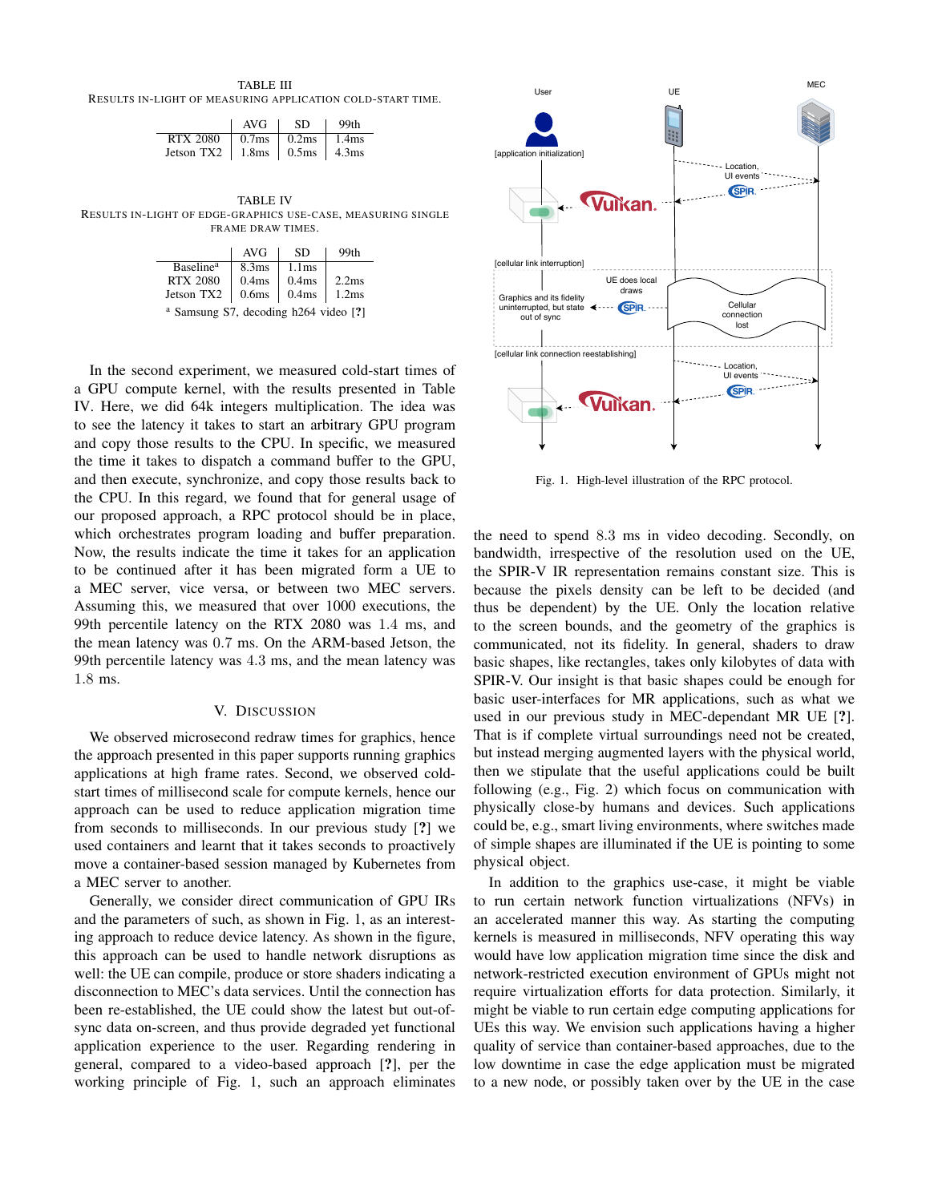TABLE III

RESULTS IN-LIGHT OF MEASURING APPLICATION COLD-START TIME.

| | AVG | SD | 99th |
|---|---|---|---|
| RTX 2080 | 0.7ms | 0.2ms | 1.4ms |
| Jetson TX2 | 1.8ms | 0.5ms | 4.3ms |

TABLE IV

RESULTS IN-LIGHT OF EDGE-GRAPHICS USE-CASE, MEASURING SINGLE FRAME DRAW TIMES.

| | AVG | SD | 99th |
|---|---|---|---|
| Baseline[a] | 8.3ms | 1.1ms | |
| RTX 2080 | 0.4ms | 0.4ms | 2.2ms |
| Jetson TX2 | 0.6ms | 0.4ms | 1.2ms |

[a] Samsung S7, decoding h264 video [?]

In the second experiment, we measured cold-start times of a GPU compute kernel, with the results presented in Table IV. Here, we did 64k integers multiplication. The idea was to see the latency it takes to start an arbitrary GPU program and copy those results to the CPU. In specific, we measured the time it takes to dispatch a command buffer to the GPU, and then execute, synchronize, and copy those results back to the CPU. In this regard, we found that for general usage of our proposed approach, a RPC protocol should be in place, which orchestrates program loading and buffer preparation. Now, the results indicate the time it takes for an application to be continued after it has been migrated form a UE to a MEC server, vice versa, or between two MEC servers. Assuming this, we measured that over 1000 executions, the 99th percentile latency on the RTX 2080 was 1.4 ms, and the mean latency was 0.7 ms. On the ARM-based Jetson, the 99th percentile latency was 4.3 ms, and the mean latency was 1.8 ms.

## V. DISCUSSION

We observed microsecond redraw times for graphics, hence the approach presented in this paper supports running graphics applications at high frame rates. Second, we observed cold-start times of millisecond scale for compute kernels, hence our approach can be used to reduce application migration time from seconds to milliseconds. In our previous study [?] we used containers and learnt that it takes seconds to proactively move a container-based session managed by Kubernetes from a MEC server to another.

Generally, we consider direct communication of GPU IRs and the parameters of such, as shown in Fig. 1, as an interesting approach to reduce device latency. As shown in the figure, this approach can be used to handle network disruptions as well: the UE can compile, produce or store shaders indicating a disconnection to MEC's data services. Until the connection has been re-established, the UE could show the latest but out-of-sync data on-screen, and thus provide degraded yet functional application experience to the user. Regarding rendering in general, compared to a video-based approach [?], per the working principle of Fig. 1, such an approach eliminates the need to spend 8.3 ms in video decoding. Secondly, on bandwidth, irrespective of the resolution used on the UE, the SPIR-V IR representation remains constant size. This is because the pixels density can be left to be decided (and thus be dependent) by the UE. Only the location relative to the screen bounds, and the geometry of the graphics is communicated, not its fidelity. In general, shaders to draw basic shapes, like rectangles, takes only kilobytes of data with SPIR-V. Our insight is that basic shapes could be enough for basic user-interfaces for MR applications, such as what we used in our previous study in MEC-dependant MR UE [?]. That is if complete virtual surroundings need not be created, but instead merging augmented layers with the physical world, then we stipulate that the useful applications could be built following (e.g., Fig. 2) which focus on communication with physically close-by humans and devices. Such applications could be, e.g., smart living environments, where switches made of simple shapes are illuminated if the UE is pointing to some physical object.

Fig. 1. High-level illustration of the RPC protocol.

In addition to the graphics use-case, it might be viable to run certain network function virtualizations (NFVs) in an accelerated manner this way. As starting the computing kernels is measured in milliseconds, NFV operating this way would have low application migration time since the disk and network-restricted execution environment of GPUs might not require virtualization efforts for data protection. Similarly, it might be viable to run certain edge computing applications for UEs this way. We envision such applications having a higher quality of service than container-based approaches, due to the low downtime in case the edge application must be migrated to a new node, or possibly taken over by the UE in the case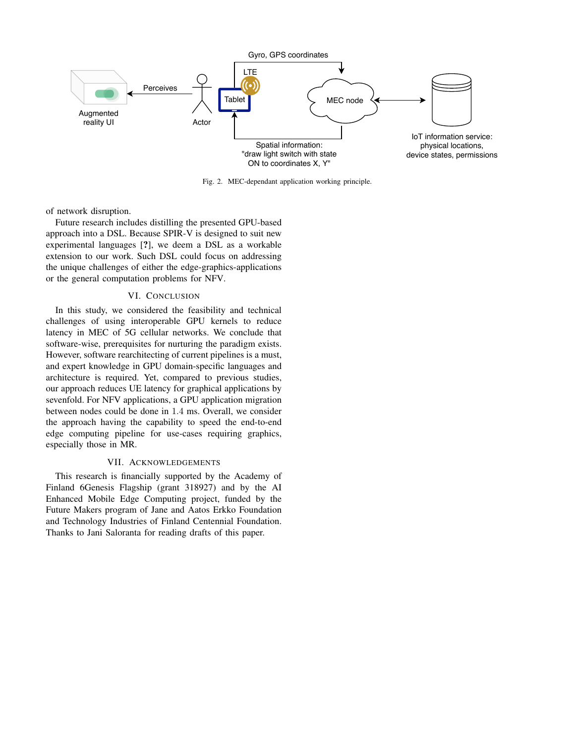Gyro, GPS coordinates

LTE

Augmented reality UI

Perceives

Actor

Tablet

MEC node

Spatial information: "draw light switch with state ON to coordinates X, Y"

IoT information service: physical locations, device states, permissions

Fig. 2. MEC-dependant application working principle.

of network disruption.

Future research includes distilling the presented GPU-based approach into a DSL. Because SPIR-V is designed to suit new experimental languages [?], we deem a DSL as a workable extension to our work. Such DSL could focus on addressing the unique challenges of either the edge-graphics-applications or the general computation problems for NFV.

## VI. Conclusion

In this study, we considered the feasibility and technical challenges of using interoperable GPU kernels to reduce latency in MEC of 5G cellular networks. We conclude that software-wise, prerequisites for nurturing the paradigm exists. However, software rearchitecting of current pipelines is a must, and expert knowledge in GPU domain-specific languages and architecture is required. Yet, compared to previous studies, our approach reduces UE latency for graphical applications by sevenfold. For NFV applications, a GPU application migration between nodes could be done in 1.4 ms. Overall, we consider the approach having the capability to speed the end-to-end edge computing pipeline for use-cases requiring graphics, especially those in MR.

## VII. Acknowledgements

This research is financially supported by the Academy of Finland 6Genesis Flagship (grant 318927) and by the AI Enhanced Mobile Edge Computing project, funded by the Future Makers program of Jane and Aatos Erkko Foundation and Technology Industries of Finland Centennial Foundation. Thanks to Jani Saloranta for reading drafts of this paper.